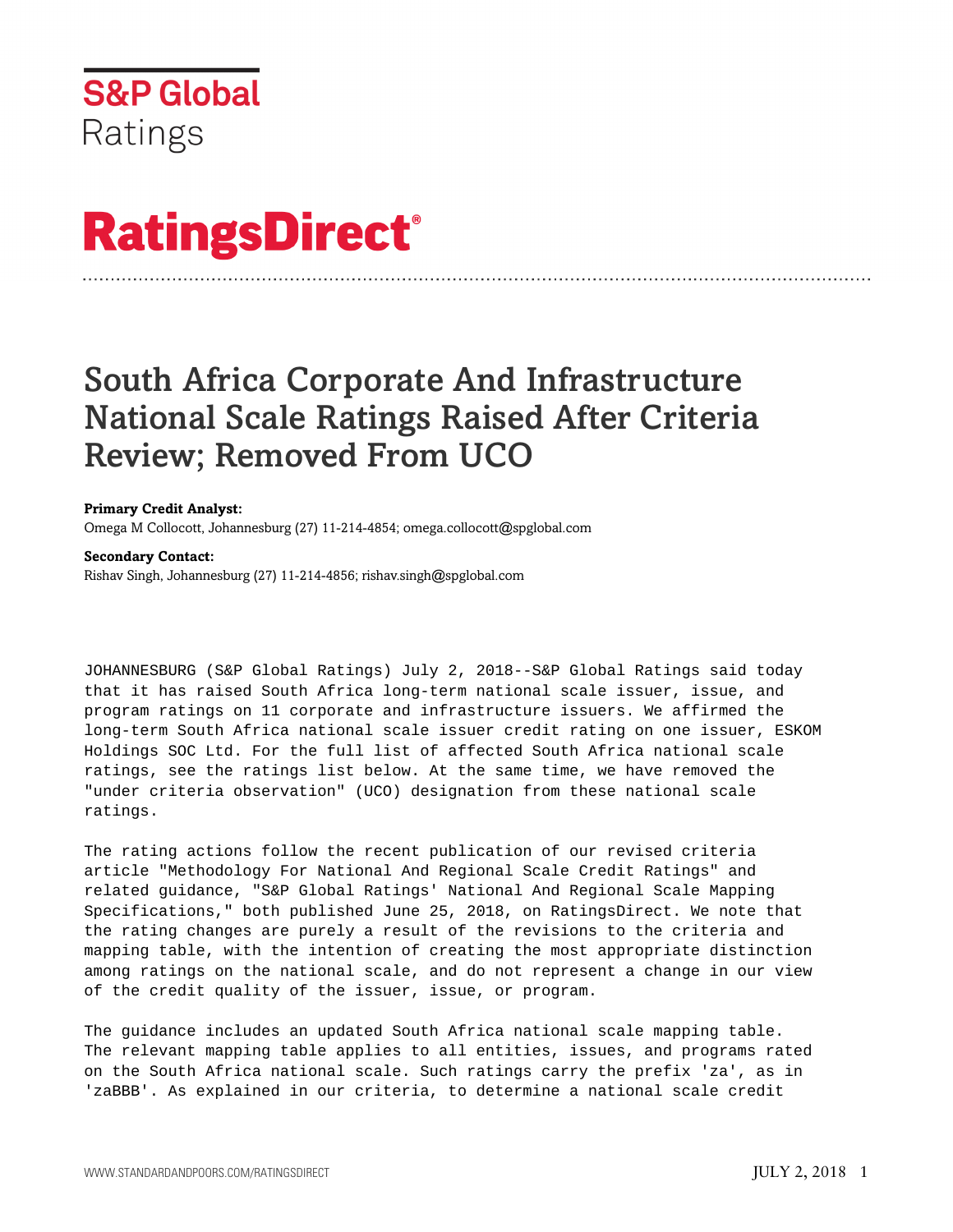S&P Global
Ratings

# RatingsDirect®

# South Africa Corporate And Infrastructure National Scale Ratings Raised After Criteria Review; Removed From UCO

**Primary Credit Analyst:**
Omega M Collocott, Johannesburg (27) 11-214-4854; omega.collocott@spglobal.com

**Secondary Contact:**
Rishav Singh, Johannesburg (27) 11-214-4856; rishav.singh@spglobal.com

JOHANNESBURG (S&P Global Ratings) July 2, 2018--S&P Global Ratings said today that it has raised South Africa long-term national scale issuer, issue, and program ratings on 11 corporate and infrastructure issuers. We affirmed the long-term South Africa national scale issuer credit rating on one issuer, ESKOM Holdings SOC Ltd. For the full list of affected South Africa national scale ratings, see the ratings list below. At the same time, we have removed the "under criteria observation" (UCO) designation from these national scale ratings.

The rating actions follow the recent publication of our revised criteria article "Methodology For National And Regional Scale Credit Ratings" and related guidance, "S&P Global Ratings' National And Regional Scale Mapping Specifications," both published June 25, 2018, on RatingsDirect. We note that the rating changes are purely a result of the revisions to the criteria and mapping table, with the intention of creating the most appropriate distinction among ratings on the national scale, and do not represent a change in our view of the credit quality of the issuer, issue, or program.

The guidance includes an updated South Africa national scale mapping table. The relevant mapping table applies to all entities, issues, and programs rated on the South Africa national scale. Such ratings carry the prefix 'za', as in 'zaBBB'. As explained in our criteria, to determine a national scale credit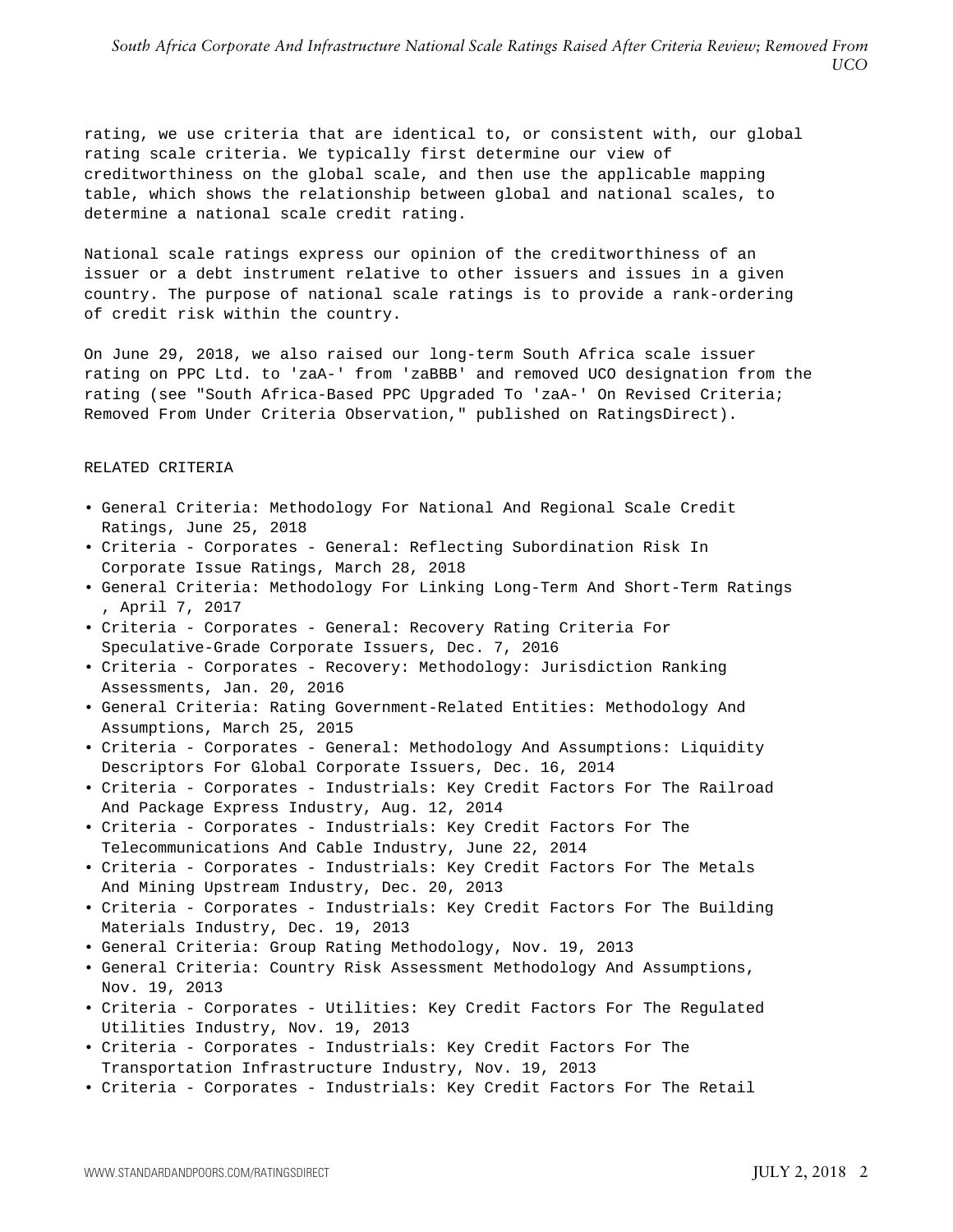rating, we use criteria that are identical to, or consistent with, our global rating scale criteria. We typically first determine our view of creditworthiness on the global scale, and then use the applicable mapping table, which shows the relationship between global and national scales, to determine a national scale credit rating.

National scale ratings express our opinion of the creditworthiness of an issuer or a debt instrument relative to other issuers and issues in a given country. The purpose of national scale ratings is to provide a rank-ordering of credit risk within the country.

On June 29, 2018, we also raised our long-term South Africa scale issuer rating on PPC Ltd. to 'zaA-' from 'zaBBB' and removed UCO designation from the rating (see "South Africa-Based PPC Upgraded To 'zaA-' On Revised Criteria; Removed From Under Criteria Observation," published on RatingsDirect).

## RELATED CRITERIA

- General Criteria: Methodology For National And Regional Scale Credit Ratings, June 25, 2018
- Criteria - Corporates - General: Reflecting Subordination Risk In Corporate Issue Ratings, March 28, 2018
- General Criteria: Methodology For Linking Long-Term And Short-Term Ratings , April 7, 2017
- Criteria - Corporates - General: Recovery Rating Criteria For Speculative-Grade Corporate Issuers, Dec. 7, 2016
- Criteria - Corporates - Recovery: Methodology: Jurisdiction Ranking Assessments, Jan. 20, 2016
- General Criteria: Rating Government-Related Entities: Methodology And Assumptions, March 25, 2015
- Criteria - Corporates - General: Methodology And Assumptions: Liquidity Descriptors For Global Corporate Issuers, Dec. 16, 2014
- Criteria - Corporates - Industrials: Key Credit Factors For The Railroad And Package Express Industry, Aug. 12, 2014
- Criteria - Corporates - Industrials: Key Credit Factors For The Telecommunications And Cable Industry, June 22, 2014
- Criteria - Corporates - Industrials: Key Credit Factors For The Metals And Mining Upstream Industry, Dec. 20, 2013
- Criteria - Corporates - Industrials: Key Credit Factors For The Building Materials Industry, Dec. 19, 2013
- General Criteria: Group Rating Methodology, Nov. 19, 2013
- General Criteria: Country Risk Assessment Methodology And Assumptions, Nov. 19, 2013
- Criteria - Corporates - Utilities: Key Credit Factors For The Regulated Utilities Industry, Nov. 19, 2013
- Criteria - Corporates - Industrials: Key Credit Factors For The Transportation Infrastructure Industry, Nov. 19, 2013
- Criteria - Corporates - Industrials: Key Credit Factors For The Retail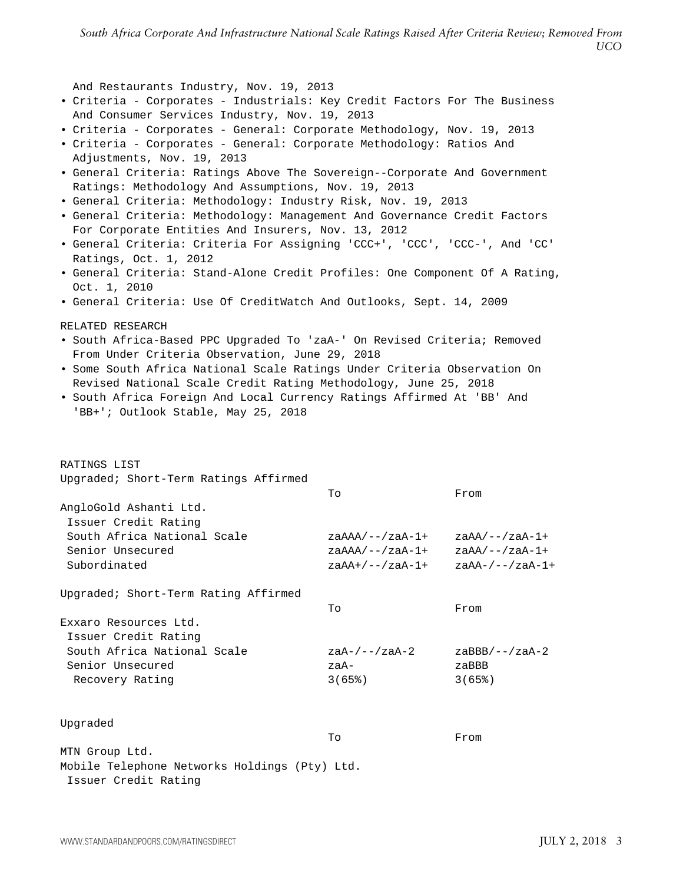And Restaurants Industry, Nov. 19, 2013

- Criteria - Corporates - Industrials: Key Credit Factors For The Business And Consumer Services Industry, Nov. 19, 2013
- Criteria - Corporates - General: Corporate Methodology, Nov. 19, 2013
- Criteria - Corporates - General: Corporate Methodology: Ratios And Adjustments, Nov. 19, 2013
- General Criteria: Ratings Above The Sovereign--Corporate And Government Ratings: Methodology And Assumptions, Nov. 19, 2013
- General Criteria: Methodology: Industry Risk, Nov. 19, 2013
- General Criteria: Methodology: Management And Governance Credit Factors For Corporate Entities And Insurers, Nov. 13, 2012
- General Criteria: Criteria For Assigning 'CCC+', 'CCC', 'CCC-', And 'CC' Ratings, Oct. 1, 2012
- General Criteria: Stand-Alone Credit Profiles: One Component Of A Rating, Oct. 1, 2010
- General Criteria: Use Of CreditWatch And Outlooks, Sept. 14, 2009

RELATED RESEARCH

- South Africa-Based PPC Upgraded To 'zaA-' On Revised Criteria; Removed From Under Criteria Observation, June 29, 2018
- Some South Africa National Scale Ratings Under Criteria Observation On Revised National Scale Credit Rating Methodology, June 25, 2018
- South Africa Foreign And Local Currency Ratings Affirmed At 'BB' And 'BB+'; Outlook Stable, May 25, 2018

RATINGS LIST

Upgraded; Short-Term Ratings Affirmed

| | To | From |
|---|---|---|
| AngloGold Ashanti Ltd. | | |
| Issuer Credit Rating | | |
| South Africa National Scale | zaAAA/--/zaA-1+ | zaAA/--/zaA-1+ |
| Senior Unsecured | zaAAA/--/zaA-1+ | zaAA/--/zaA-1+ |
| Subordinated | zaAA+/--/zaA-1+ | zaAA-/--/zaA-1+ |

Upgraded; Short-Term Rating Affirmed

| | To | From |
|---|---|---|
| Exxaro Resources Ltd. | | |
| Issuer Credit Rating | | |
| South Africa National Scale | zaA-/--/zaA-2 | zaBBB/--/zaA-2 |
| Senior Unsecured | zaA- | zaBBB |
| Recovery Rating | 3(65%) | 3(65%) |

Upgraded

| | To | From |
|---|---|---|
| MTN Group Ltd. | | |
| Mobile Telephone Networks Holdings (Pty) Ltd. | | |
| Issuer Credit Rating | | |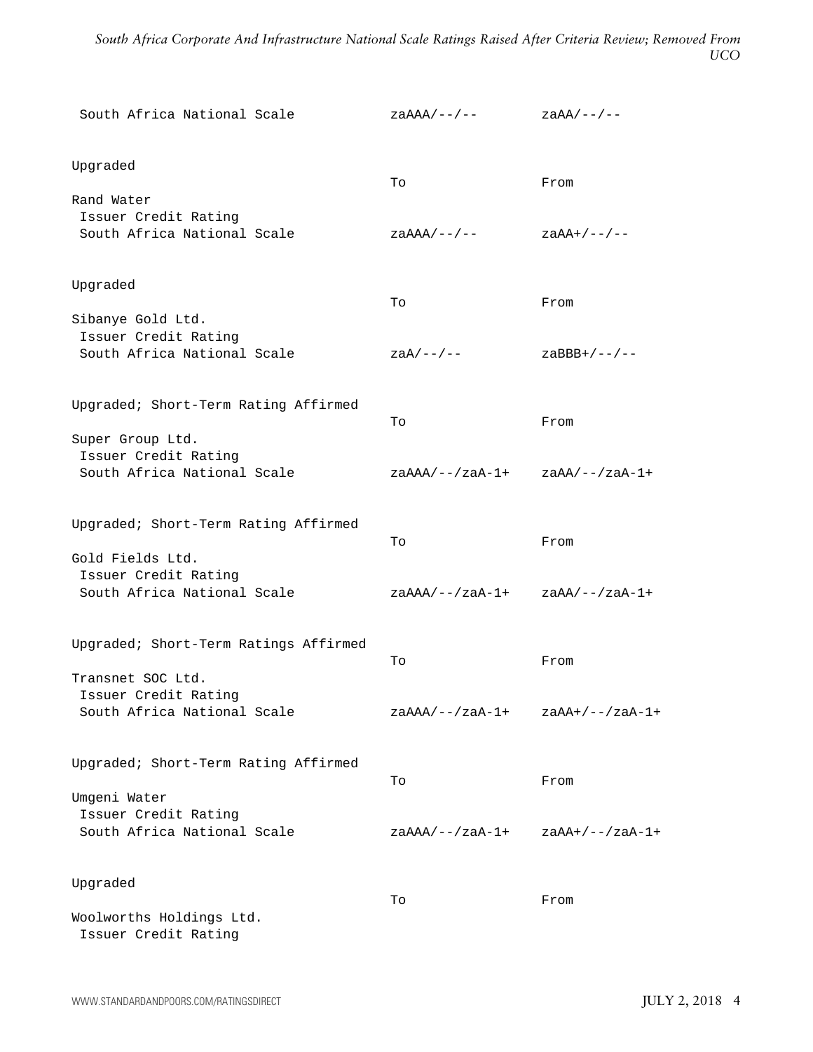| | | |
|---|---|---|
| South Africa National Scale | zaAAA/--/-- | zaAA/--/-- |

Upgraded

| | To | From |
|---|---|---|
| Rand Water | | |
| Issuer Credit Rating | | |
| South Africa National Scale | zaAAA/--/-- | zaAA+/--/-- |

Upgraded

| | To | From |
|---|---|---|
| Sibanye Gold Ltd. | | |
| Issuer Credit Rating | | |
| South Africa National Scale | zaA/--/-- | zaBBB+/--/-- |

Upgraded; Short-Term Rating Affirmed

| | To | From |
|---|---|---|
| Super Group Ltd. | | |
| Issuer Credit Rating | | |
| South Africa National Scale | zaAAA/--/zaA-1+ | zaAA/--/zaA-1+ |

Upgraded; Short-Term Rating Affirmed

| | To | From |
|---|---|---|
| Gold Fields Ltd. | | |
| Issuer Credit Rating | | |
| South Africa National Scale | zaAAA/--/zaA-1+ | zaAA/--/zaA-1+ |

Upgraded; Short-Term Ratings Affirmed

| | To | From |
|---|---|---|
| Transnet SOC Ltd. | | |
| Issuer Credit Rating | | |
| South Africa National Scale | zaAAA/--/zaA-1+ | zaAA+/--/zaA-1+ |

Upgraded; Short-Term Rating Affirmed

| | To | From |
|---|---|---|
| Umgeni Water | | |
| Issuer Credit Rating | | |
| South Africa National Scale | zaAAA/--/zaA-1+ | zaAA+/--/zaA-1+ |

Upgraded

| | To | From |
|---|---|---|
| Woolworths Holdings Ltd. | | |
| Issuer Credit Rating | | |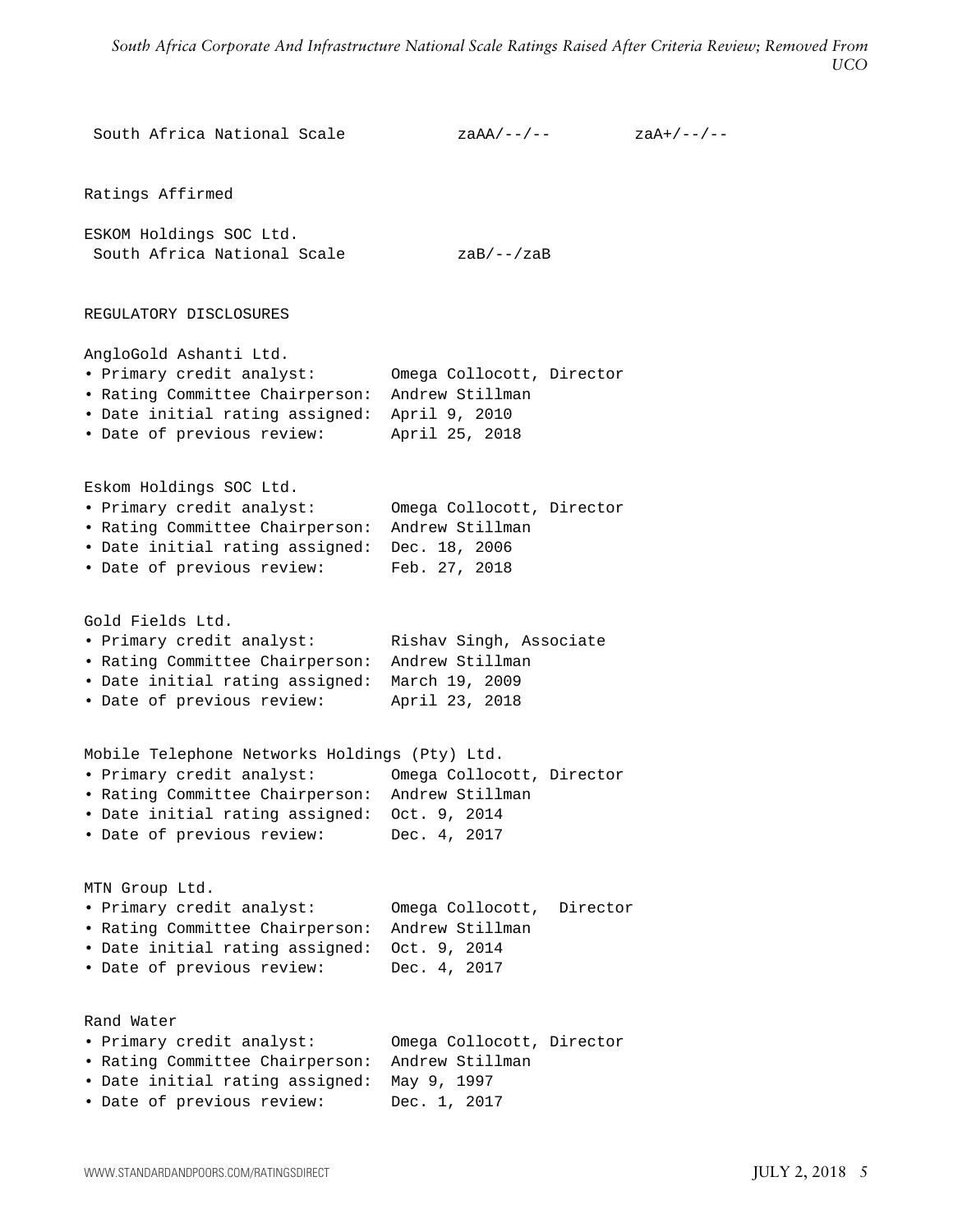| | | |
|---|---|---|
| South Africa National Scale | zaAA/--/-- | zaA+/--/-- |

Ratings Affirmed

| | |
|---|---|
| ESKOM Holdings SOC Ltd. | |
| South Africa National Scale | zaB/--/zaB |

REGULATORY DISCLOSURES

AngloGold Ashanti Ltd.

- Primary credit analyst: Omega Collocott, Director
- Rating Committee Chairperson: Andrew Stillman
- Date initial rating assigned: April 9, 2010
- Date of previous review: April 25, 2018

Eskom Holdings SOC Ltd.

- Primary credit analyst: Omega Collocott, Director
- Rating Committee Chairperson: Andrew Stillman
- Date initial rating assigned: Dec. 18, 2006
- Date of previous review: Feb. 27, 2018

Gold Fields Ltd.

- Primary credit analyst: Rishav Singh, Associate
- Rating Committee Chairperson: Andrew Stillman
- Date initial rating assigned: March 19, 2009
- Date of previous review: April 23, 2018

Mobile Telephone Networks Holdings (Pty) Ltd.

- Primary credit analyst: Omega Collocott, Director
- Rating Committee Chairperson: Andrew Stillman
- Date initial rating assigned: Oct. 9, 2014
- Date of previous review: Dec. 4, 2017

MTN Group Ltd.

- Primary credit analyst: Omega Collocott, Director
- Rating Committee Chairperson: Andrew Stillman
- Date initial rating assigned: Oct. 9, 2014
- Date of previous review: Dec. 4, 2017

Rand Water

- Primary credit analyst: Omega Collocott, Director
- Rating Committee Chairperson: Andrew Stillman
- Date initial rating assigned: May 9, 1997
- Date of previous review: Dec. 1, 2017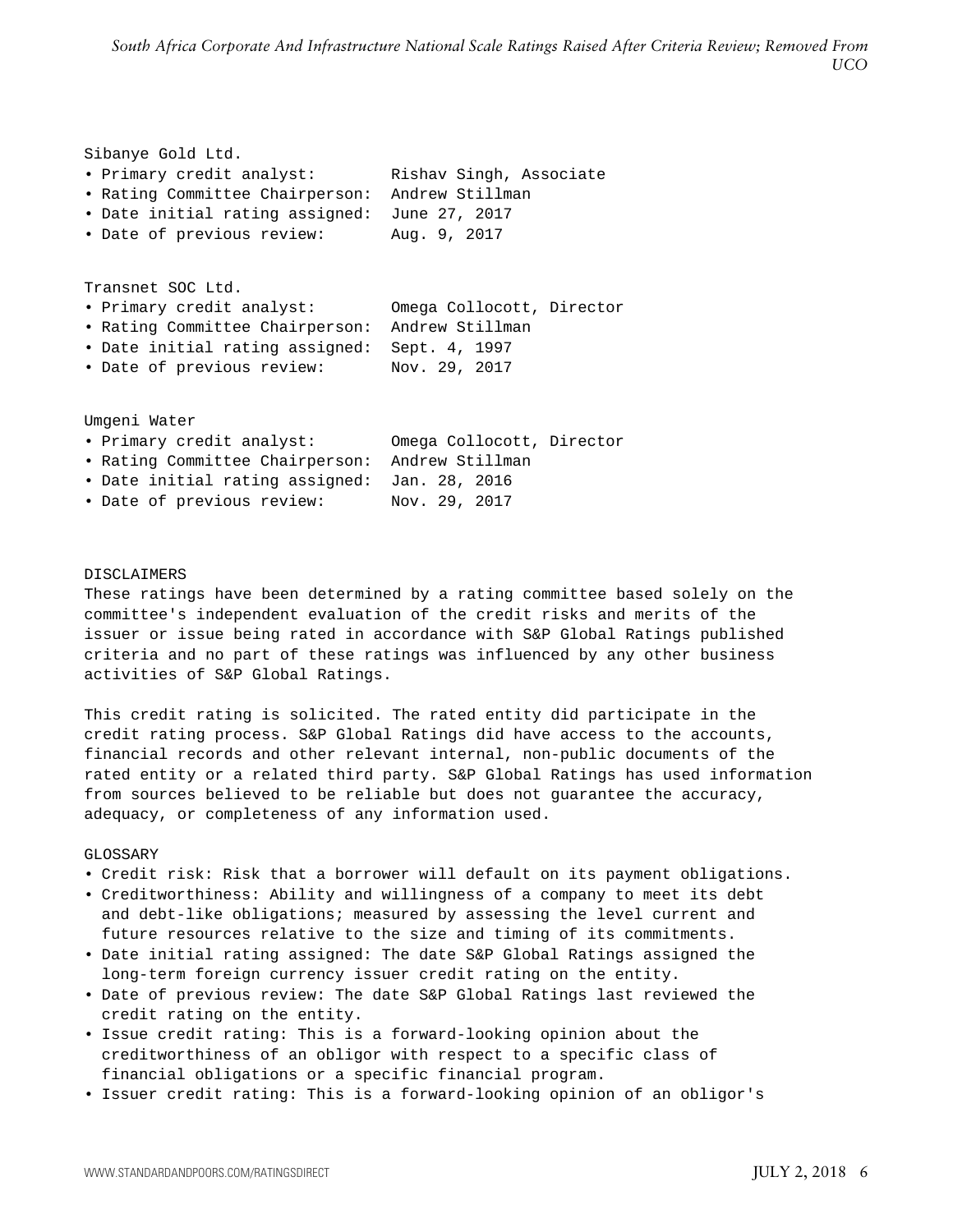Sibanye Gold Ltd.

- Primary credit analyst: Rishav Singh, Associate
- Rating Committee Chairperson: Andrew Stillman
- Date initial rating assigned: June 27, 2017
- Date of previous review: Aug. 9, 2017

Transnet SOC Ltd.

- Primary credit analyst: Omega Collocott, Director
- Rating Committee Chairperson: Andrew Stillman
- Date initial rating assigned: Sept. 4, 1997
- Date of previous review: Nov. 29, 2017

Umgeni Water

- Primary credit analyst: Omega Collocott, Director
- Rating Committee Chairperson: Andrew Stillman
- Date initial rating assigned: Jan. 28, 2016
- Date of previous review: Nov. 29, 2017

DISCLAIMERS

These ratings have been determined by a rating committee based solely on the committee's independent evaluation of the credit risks and merits of the issuer or issue being rated in accordance with S&P Global Ratings published criteria and no part of these ratings was influenced by any other business activities of S&P Global Ratings.

This credit rating is solicited. The rated entity did participate in the credit rating process. S&P Global Ratings did have access to the accounts, financial records and other relevant internal, non-public documents of the rated entity or a related third party. S&P Global Ratings has used information from sources believed to be reliable but does not guarantee the accuracy, adequacy, or completeness of any information used.

GLOSSARY

- Credit risk: Risk that a borrower will default on its payment obligations.
- Creditworthiness: Ability and willingness of a company to meet its debt and debt-like obligations; measured by assessing the level current and future resources relative to the size and timing of its commitments.
- Date initial rating assigned: The date S&P Global Ratings assigned the long-term foreign currency issuer credit rating on the entity.
- Date of previous review: The date S&P Global Ratings last reviewed the credit rating on the entity.
- Issue credit rating: This is a forward-looking opinion about the creditworthiness of an obligor with respect to a specific class of financial obligations or a specific financial program.
- Issuer credit rating: This is a forward-looking opinion of an obligor's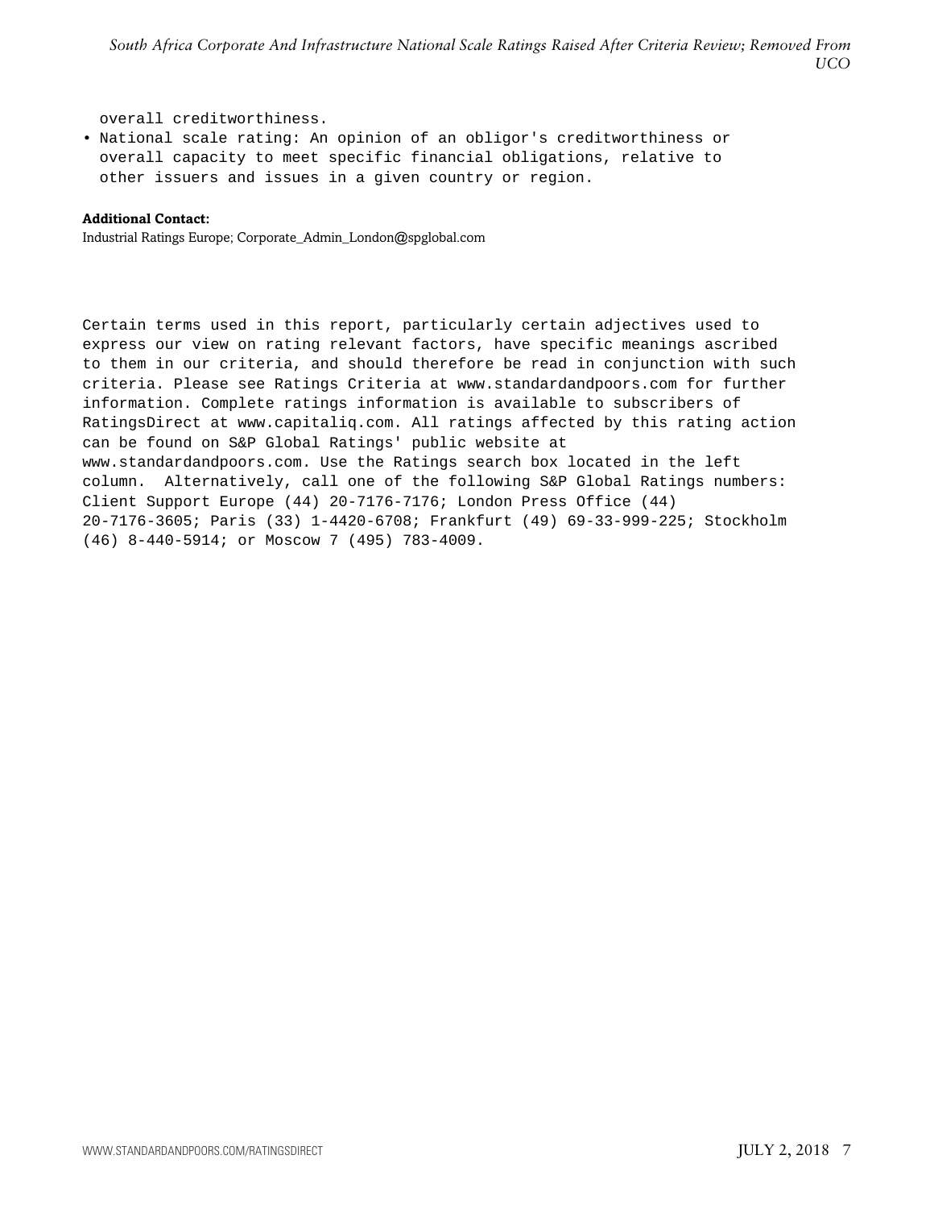overall creditworthiness.

- National scale rating: An opinion of an obligor's creditworthiness or overall capacity to meet specific financial obligations, relative to other issuers and issues in a given country or region.

**Additional Contact:**

Industrial Ratings Europe; Corporate_Admin_London@spglobal.com

Certain terms used in this report, particularly certain adjectives used to express our view on rating relevant factors, have specific meanings ascribed to them in our criteria, and should therefore be read in conjunction with such criteria. Please see Ratings Criteria at www.standardandpoors.com for further information. Complete ratings information is available to subscribers of RatingsDirect at www.capitaliq.com. All ratings affected by this rating action can be found on S&P Global Ratings' public website at www.standardandpoors.com. Use the Ratings search box located in the left column. Alternatively, call one of the following S&P Global Ratings numbers: Client Support Europe (44) 20-7176-7176; London Press Office (44) 20-7176-3605; Paris (33) 1-4420-6708; Frankfurt (49) 69-33-999-225; Stockholm (46) 8-440-5914; or Moscow 7 (495) 783-4009.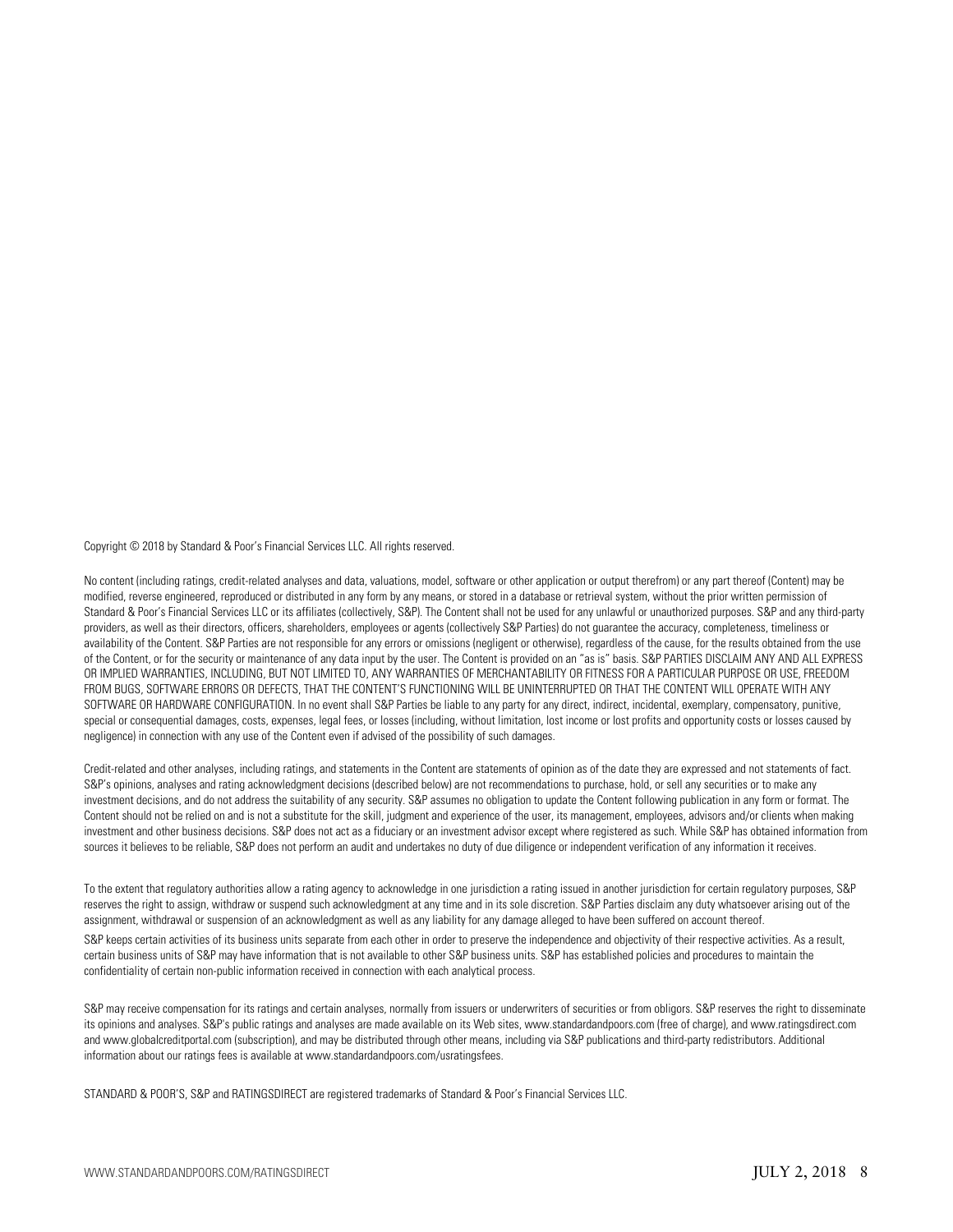Copyright © 2018 by Standard & Poor's Financial Services LLC. All rights reserved.

No content (including ratings, credit-related analyses and data, valuations, model, software or other application or output therefrom) or any part thereof (Content) may be modified, reverse engineered, reproduced or distributed in any form by any means, or stored in a database or retrieval system, without the prior written permission of Standard & Poor's Financial Services LLC or its affiliates (collectively, S&P). The Content shall not be used for any unlawful or unauthorized purposes. S&P and any third-party providers, as well as their directors, officers, shareholders, employees or agents (collectively S&P Parties) do not guarantee the accuracy, completeness, timeliness or availability of the Content. S&P Parties are not responsible for any errors or omissions (negligent or otherwise), regardless of the cause, for the results obtained from the use of the Content, or for the security or maintenance of any data input by the user. The Content is provided on an "as is" basis. S&P PARTIES DISCLAIM ANY AND ALL EXPRESS OR IMPLIED WARRANTIES, INCLUDING, BUT NOT LIMITED TO, ANY WARRANTIES OF MERCHANTABILITY OR FITNESS FOR A PARTICULAR PURPOSE OR USE, FREEDOM FROM BUGS, SOFTWARE ERRORS OR DEFECTS, THAT THE CONTENT'S FUNCTIONING WILL BE UNINTERRUPTED OR THAT THE CONTENT WILL OPERATE WITH ANY SOFTWARE OR HARDWARE CONFIGURATION. In no event shall S&P Parties be liable to any party for any direct, indirect, incidental, exemplary, compensatory, punitive, special or consequential damages, costs, expenses, legal fees, or losses (including, without limitation, lost income or lost profits and opportunity costs or losses caused by negligence) in connection with any use of the Content even if advised of the possibility of such damages.

Credit-related and other analyses, including ratings, and statements in the Content are statements of opinion as of the date they are expressed and not statements of fact. S&P's opinions, analyses and rating acknowledgment decisions (described below) are not recommendations to purchase, hold, or sell any securities or to make any investment decisions, and do not address the suitability of any security. S&P assumes no obligation to update the Content following publication in any form or format. The Content should not be relied on and is not a substitute for the skill, judgment and experience of the user, its management, employees, advisors and/or clients when making investment and other business decisions. S&P does not act as a fiduciary or an investment advisor except where registered as such. While S&P has obtained information from sources it believes to be reliable, S&P does not perform an audit and undertakes no duty of due diligence or independent verification of any information it receives.

To the extent that regulatory authorities allow a rating agency to acknowledge in one jurisdiction a rating issued in another jurisdiction for certain regulatory purposes, S&P reserves the right to assign, withdraw or suspend such acknowledgment at any time and in its sole discretion. S&P Parties disclaim any duty whatsoever arising out of the assignment, withdrawal or suspension of an acknowledgment as well as any liability for any damage alleged to have been suffered on account thereof.

S&P keeps certain activities of its business units separate from each other in order to preserve the independence and objectivity of their respective activities. As a result, certain business units of S&P may have information that is not available to other S&P business units. S&P has established policies and procedures to maintain the confidentiality of certain non-public information received in connection with each analytical process.

S&P may receive compensation for its ratings and certain analyses, normally from issuers or underwriters of securities or from obligors. S&P reserves the right to disseminate its opinions and analyses. S&P's public ratings and analyses are made available on its Web sites, www.standardandpoors.com (free of charge), and www.ratingsdirect.com and www.globalcreditportal.com (subscription), and may be distributed through other means, including via S&P publications and third-party redistributors. Additional information about our ratings fees is available at www.standardandpoors.com/usratingsfees.

STANDARD & POOR'S, S&P and RATINGSDIRECT are registered trademarks of Standard & Poor's Financial Services LLC.